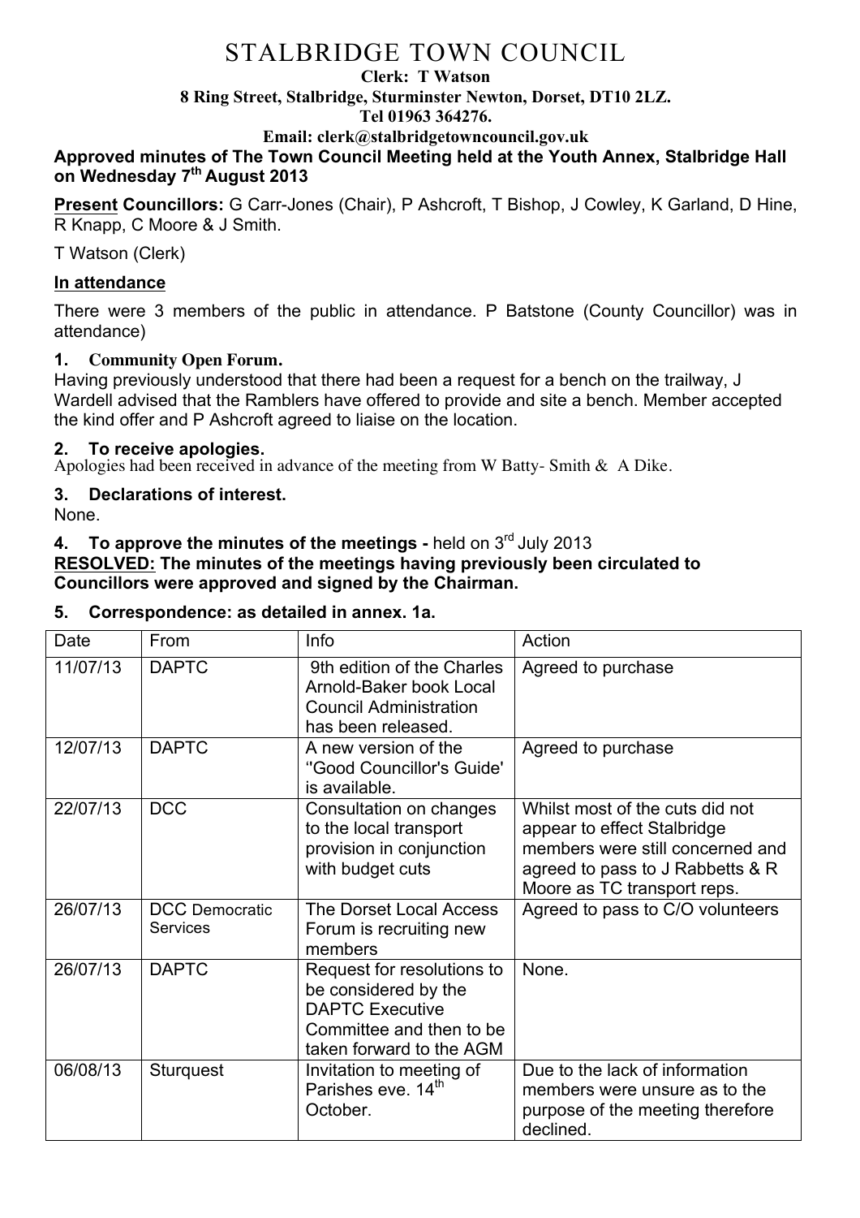# STALBRIDGE TOWN COUNCIL

**Clerk: T Watson**
**8 Ring Street, Stalbridge, Sturminster Newton, Dorset, DT10 2LZ.**
**Tel 01963 364276.**
**Email: clerk@stalbridgetowncouncil.gov.uk**

**Approved minutes of The Town Council Meeting held at the Youth Annex, Stalbridge Hall on Wednesday 7th August 2013**

**Present Councillors:** G Carr-Jones (Chair), P Ashcroft, T Bishop, J Cowley, K Garland, D Hine, R Knapp, C Moore & J Smith.

T Watson (Clerk)

## In attendance

There were 3 members of the public in attendance. P Batstone (County Councillor) was in attendance)

### 1. Community Open Forum.

Having previously understood that there had been a request for a bench on the trailway, J Wardell advised that the Ramblers have offered to provide and site a bench. Member accepted the kind offer and P Ashcroft agreed to liaise on the location.

### 2. To receive apologies.

Apologies had been received in advance of the meeting from W Batty- Smith & A Dike.

### 3. Declarations of interest.

None.

### 4. To approve the minutes of the meetings - held on 3rd July 2013

**RESOLVED: The minutes of the meetings having previously been circulated to Councillors were approved and signed by the Chairman.**

### 5. Correspondence: as detailed in annex. 1a.

| Date | From | Info | Action |
|---|---|---|---|
| 11/07/13 | DAPTC | 9th edition of the Charles Arnold-Baker book Local Council Administration has been released. | Agreed to purchase |
| 12/07/13 | DAPTC | A new version of the ''Good Councillor's Guide' is available. | Agreed to purchase |
| 22/07/13 | DCC | Consultation on changes to the local transport provision in conjunction with budget cuts | Whilst most of the cuts did not appear to effect Stalbridge members were still concerned and agreed to pass to J Rabbetts & R Moore as TC transport reps. |
| 26/07/13 | DCC Democratic Services | The Dorset Local Access Forum is recruiting new members | Agreed to pass to C/O volunteers |
| 26/07/13 | DAPTC | Request for resolutions to be considered by the DAPTC Executive Committee and then to be taken forward to the AGM | None. |
| 06/08/13 | Sturquest | Invitation to meeting of Parishes eve. 14th October. | Due to the lack of information members were unsure as to the purpose of the meeting therefore declined. |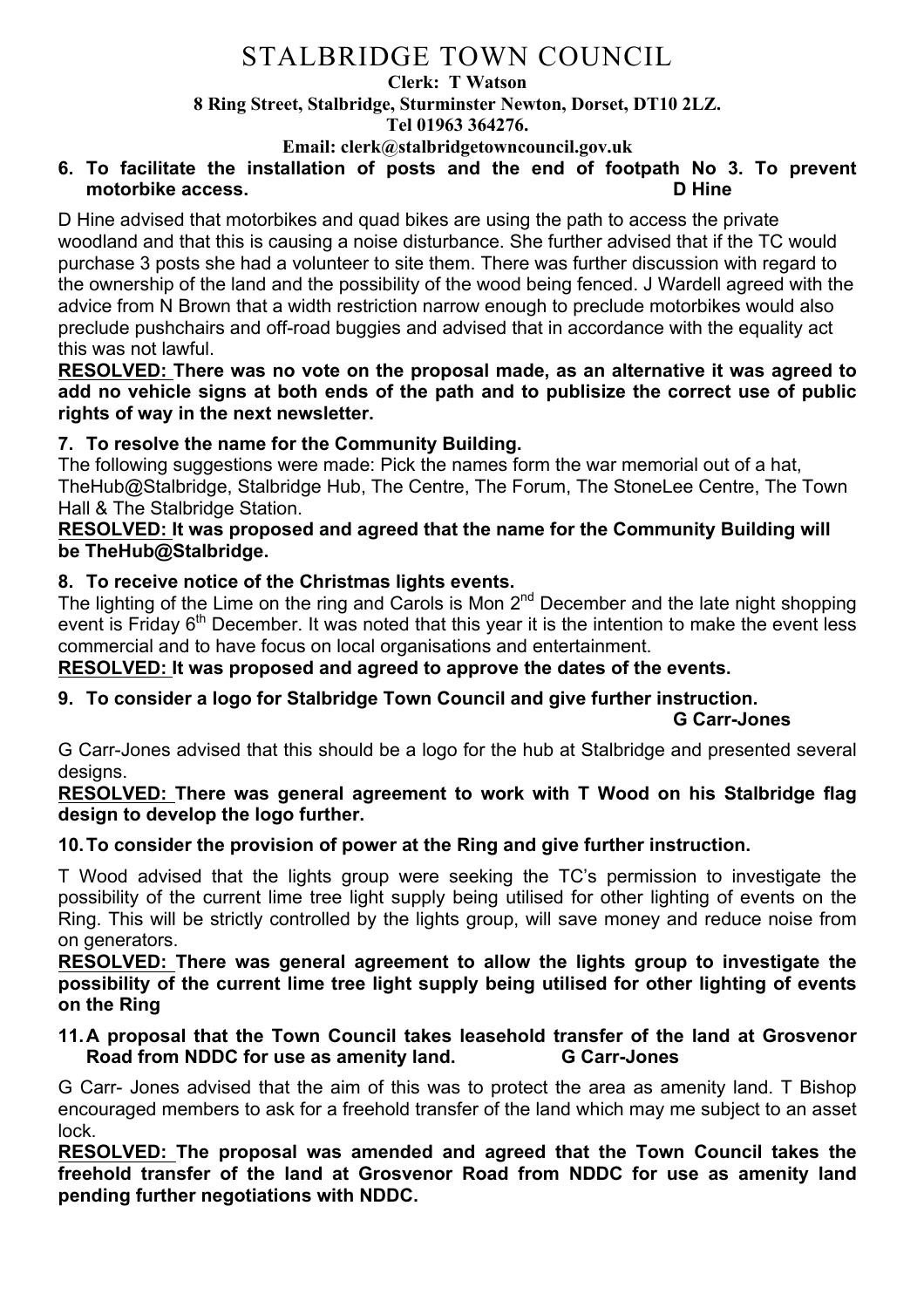# STALBRIDGE TOWN COUNCIL

**Clerk: T Watson**
**8 Ring Street, Stalbridge, Sturminster Newton, Dorset, DT10 2LZ.**
**Tel 01963 364276.**
**Email: clerk@stalbridgetowncouncil.gov.uk**

**6. To facilitate the installation of posts and the end of footpath No 3. To prevent motorbike access. D Hine**

D Hine advised that motorbikes and quad bikes are using the path to access the private woodland and that this is causing a noise disturbance. She further advised that if the TC would purchase 3 posts she had a volunteer to site them. There was further discussion with regard to the ownership of the land and the possibility of the wood being fenced. J Wardell agreed with the advice from N Brown that a width restriction narrow enough to preclude motorbikes would also preclude pushchairs and off-road buggies and advised that in accordance with the equality act this was not lawful.

**RESOLVED: There was no vote on the proposal made, as an alternative it was agreed to add no vehicle signs at both ends of the path and to publisize the correct use of public rights of way in the next newsletter.**

**7. To resolve the name for the Community Building.**

The following suggestions were made: Pick the names form the war memorial out of a hat, TheHub@Stalbridge, Stalbridge Hub, The Centre, The Forum, The StoneLee Centre, The Town Hall & The Stalbridge Station.

**RESOLVED: It was proposed and agreed that the name for the Community Building will be TheHub@Stalbridge.**

**8. To receive notice of the Christmas lights events.**

The lighting of the Lime on the ring and Carols is Mon 2nd December and the late night shopping event is Friday 6th December. It was noted that this year it is the intention to make the event less commercial and to have focus on local organisations and entertainment.

**RESOLVED: It was proposed and agreed to approve the dates of the events.**

**9. To consider a logo for Stalbridge Town Council and give further instruction. G Carr-Jones**

G Carr-Jones advised that this should be a logo for the hub at Stalbridge and presented several designs.

**RESOLVED: There was general agreement to work with T Wood on his Stalbridge flag design to develop the logo further.**

**10. To consider the provision of power at the Ring and give further instruction.**

T Wood advised that the lights group were seeking the TC's permission to investigate the possibility of the current lime tree light supply being utilised for other lighting of events on the Ring. This will be strictly controlled by the lights group, will save money and reduce noise from on generators.

**RESOLVED: There was general agreement to allow the lights group to investigate the possibility of the current lime tree light supply being utilised for other lighting of events on the Ring**

**11. A proposal that the Town Council takes leasehold transfer of the land at Grosvenor Road from NDDC for use as amenity land. G Carr-Jones**

G Carr- Jones advised that the aim of this was to protect the area as amenity land. T Bishop encouraged members to ask for a freehold transfer of the land which may me subject to an asset lock.

**RESOLVED: The proposal was amended and agreed that the Town Council takes the freehold transfer of the land at Grosvenor Road from NDDC for use as amenity land pending further negotiations with NDDC.**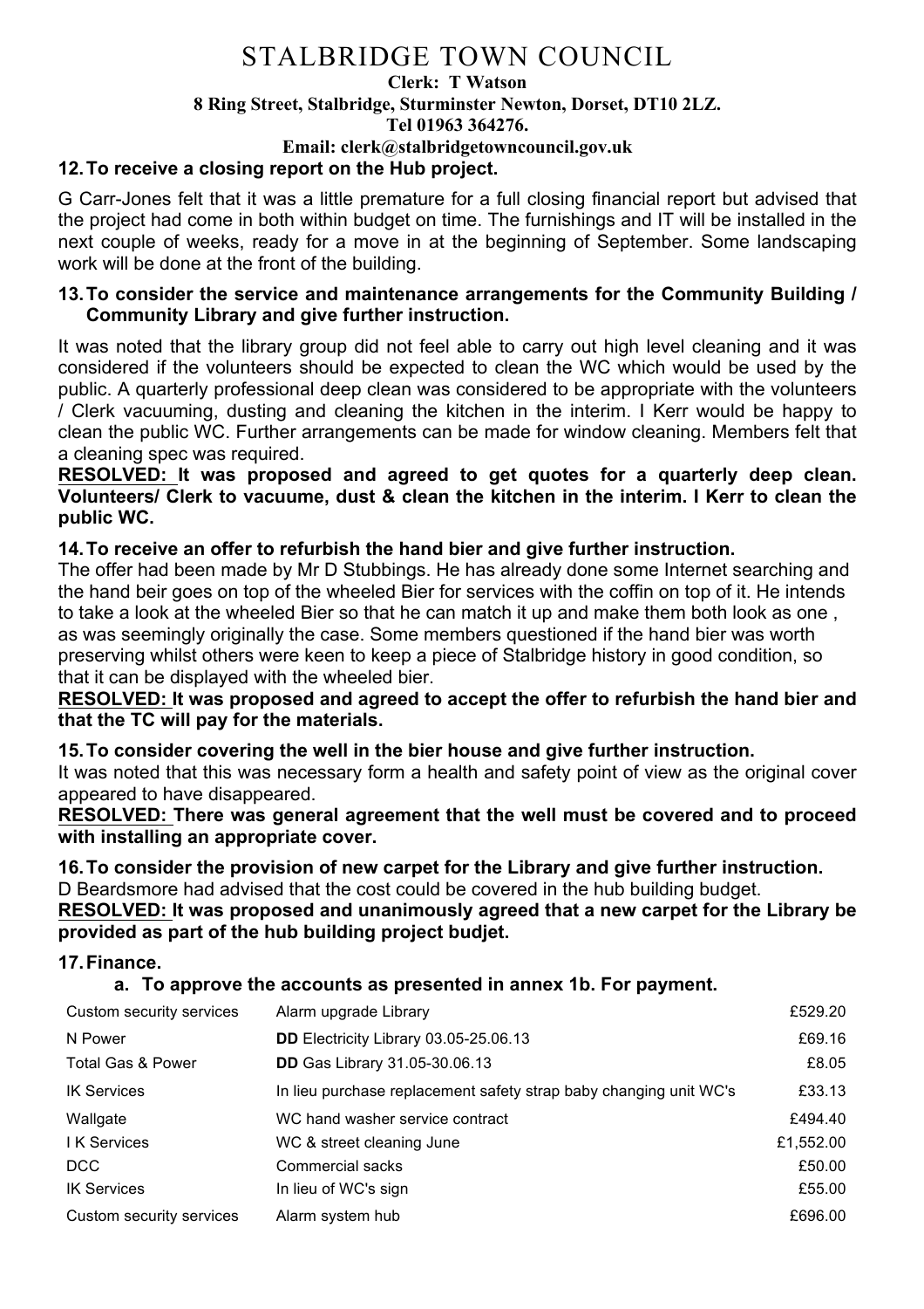# STALBRIDGE TOWN COUNCIL

**Clerk: T Watson**
**8 Ring Street, Stalbridge, Sturminster Newton, Dorset, DT10 2LZ.**
**Tel 01963 364276.**
**Email: clerk@stalbridgetowncouncil.gov.uk**

**12. To receive a closing report on the Hub project.**

G Carr-Jones felt that it was a little premature for a full closing financial report but advised that the project had come in both within budget on time. The furnishings and IT will be installed in the next couple of weeks, ready for a move in at the beginning of September. Some landscaping work will be done at the front of the building.

**13. To consider the service and maintenance arrangements for the Community Building / Community Library and give further instruction.**

It was noted that the library group did not feel able to carry out high level cleaning and it was considered if the volunteers should be expected to clean the WC which would be used by the public. A quarterly professional deep clean was considered to be appropriate with the volunteers / Clerk vacuuming, dusting and cleaning the kitchen in the interim. I Kerr would be happy to clean the public WC. Further arrangements can be made for window cleaning. Members felt that a cleaning spec was required.

**RESOLVED: It was proposed and agreed to get quotes for a quarterly deep clean. Volunteers/ Clerk to vacuume, dust & clean the kitchen in the interim. I Kerr to clean the public WC.**

**14. To receive an offer to refurbish the hand bier and give further instruction.**

The offer had been made by Mr D Stubbings. He has already done some Internet searching and the hand beir goes on top of the wheeled Bier for services with the coffin on top of it. He intends to take a look at the wheeled Bier so that he can match it up and make them both look as one , as was seemingly originally the case. Some members questioned if the hand bier was worth preserving whilst others were keen to keep a piece of Stalbridge history in good condition, so that it can be displayed with the wheeled bier.

**RESOLVED: It was proposed and agreed to accept the offer to refurbish the hand bier and that the TC will pay for the materials.**

**15. To consider covering the well in the bier house and give further instruction.**

It was noted that this was necessary form a health and safety point of view as the original cover appeared to have disappeared.

**RESOLVED: There was general agreement that the well must be covered and to proceed with installing an appropriate cover.**

**16. To consider the provision of new carpet for the Library and give further instruction.**

D Beardsmore had advised that the cost could be covered in the hub building budget.

**RESOLVED: It was proposed and unanimously agreed that a new carpet for the Library be provided as part of the hub building project budjet.**

**17. Finance.**

**a. To approve the accounts as presented in annex 1b. For payment.**

| | | |
|---|---|---|
| Custom security services | Alarm upgrade Library | £529.20 |
| N Power | **DD** Electricity Library 03.05-25.06.13 | £69.16 |
| Total Gas & Power | **DD** Gas Library 31.05-30.06.13 | £8.05 |
| IK Services | In lieu purchase replacement safety strap baby changing unit WC's | £33.13 |
| Wallgate | WC hand washer service contract | £494.40 |
| I K Services | WC & street cleaning June | £1,552.00 |
| DCC | Commercial sacks | £50.00 |
| IK Services | In lieu of WC's sign | £55.00 |
| Custom security services | Alarm system hub | £696.00 |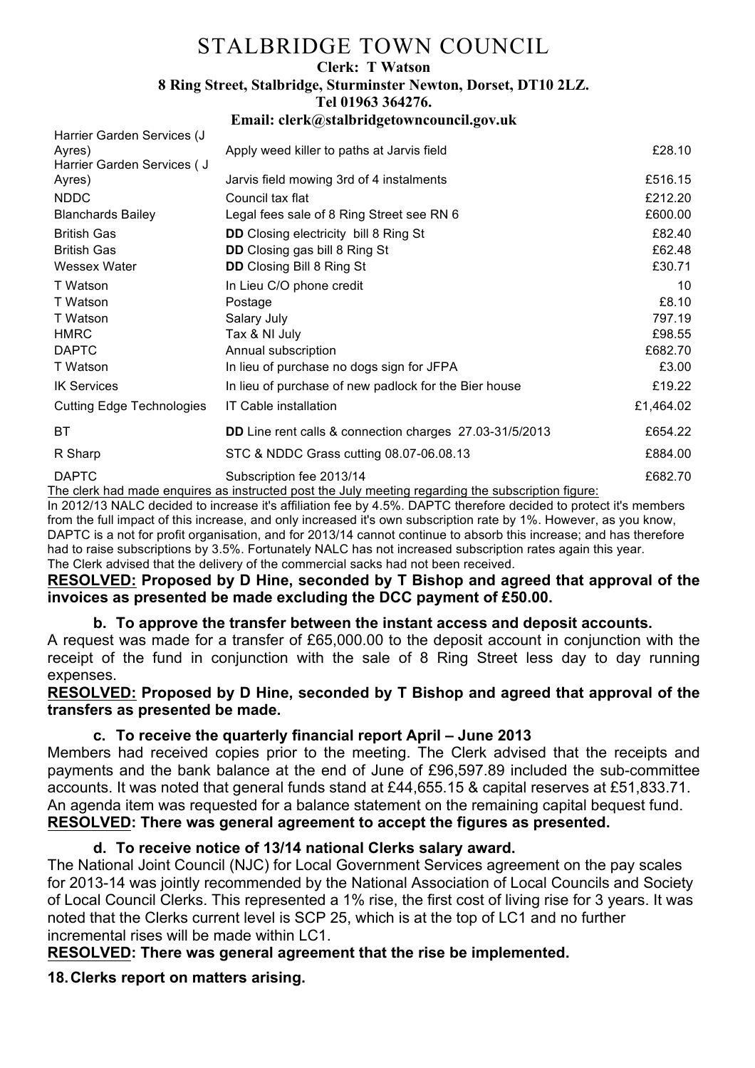# STALBRIDGE TOWN COUNCIL

**Clerk: T Watson**
**8 Ring Street, Stalbridge, Sturminster Newton, Dorset, DT10 2LZ.**
**Tel 01963 364276.**
**Email: clerk@stalbridgetowncouncil.gov.uk**

| | | |
|---|---|---|
| Harrier Garden Services (J Ayres) | Apply weed killer to paths at Jarvis field | £28.10 |
| Harrier Garden Services ( J Ayres) | Jarvis field mowing 3rd of 4 instalments | £516.15 |
| NDDC | Council tax flat | £212.20 |
| Blanchards Bailey | Legal fees sale of 8 Ring Street see RN 6 | £600.00 |
| British Gas | **DD** Closing electricity bill 8 Ring St | £82.40 |
| British Gas | **DD** Closing gas bill 8 Ring St | £62.48 |
| Wessex Water | **DD** Closing Bill 8 Ring St | £30.71 |
| T Watson | In Lieu C/O phone credit | 10 |
| T Watson | Postage | £8.10 |
| T Watson | Salary July | 797.19 |
| HMRC | Tax & NI July | £98.55 |
| DAPTC | Annual subscription | £682.70 |
| T Watson | In lieu of purchase no dogs sign for JFPA | £3.00 |
| IK Services | In lieu of purchase of new padlock for the Bier house | £19.22 |
| Cutting Edge Technologies | IT Cable installation | £1,464.02 |
| BT | **DD** Line rent calls & connection charges 27.03-31/5/2013 | £654.22 |
| R Sharp | STC & NDDC Grass cutting 08.07-06.08.13 | £884.00 |
| DAPTC | Subscription fee 2013/14 | £682.70 |

The clerk had made enquires as instructed post the July meeting regarding the subscription figure:
In 2012/13 NALC decided to increase it's affiliation fee by 4.5%. DAPTC therefore decided to protect it's members from the full impact of this increase, and only increased it's own subscription rate by 1%. However, as you know, DAPTC is a not for profit organisation, and for 2013/14 cannot continue to absorb this increase; and has therefore had to raise subscriptions by 3.5%. Fortunately NALC has not increased subscription rates again this year.
The Clerk advised that the delivery of the commercial sacks had not been received.

**RESOLVED: Proposed by D Hine, seconded by T Bishop and agreed that approval of the invoices as presented be made excluding the DCC payment of £50.00.**

**b. To approve the transfer between the instant access and deposit accounts.**

A request was made for a transfer of £65,000.00 to the deposit account in conjunction with the receipt of the fund in conjunction with the sale of 8 Ring Street less day to day running expenses.

**RESOLVED: Proposed by D Hine, seconded by T Bishop and agreed that approval of the transfers as presented be made.**

**c. To receive the quarterly financial report April – June 2013**

Members had received copies prior to the meeting. The Clerk advised that the receipts and payments and the bank balance at the end of June of £96,597.89 included the sub-committee accounts. It was noted that general funds stand at £44,655.15 & capital reserves at £51,833.71. An agenda item was requested for a balance statement on the remaining capital bequest fund.

**RESOLVED: There was general agreement to accept the figures as presented.**

**d. To receive notice of 13/14 national Clerks salary award.**

The National Joint Council (NJC) for Local Government Services agreement on the pay scales for 2013-14 was jointly recommended by the National Association of Local Councils and Society of Local Council Clerks. This represented a 1% rise, the first cost of living rise for 3 years. It was noted that the Clerks current level is SCP 25, which is at the top of LC1 and no further incremental rises will be made within LC1.

**RESOLVED: There was general agreement that the rise be implemented.**

**18. Clerks report on matters arising.**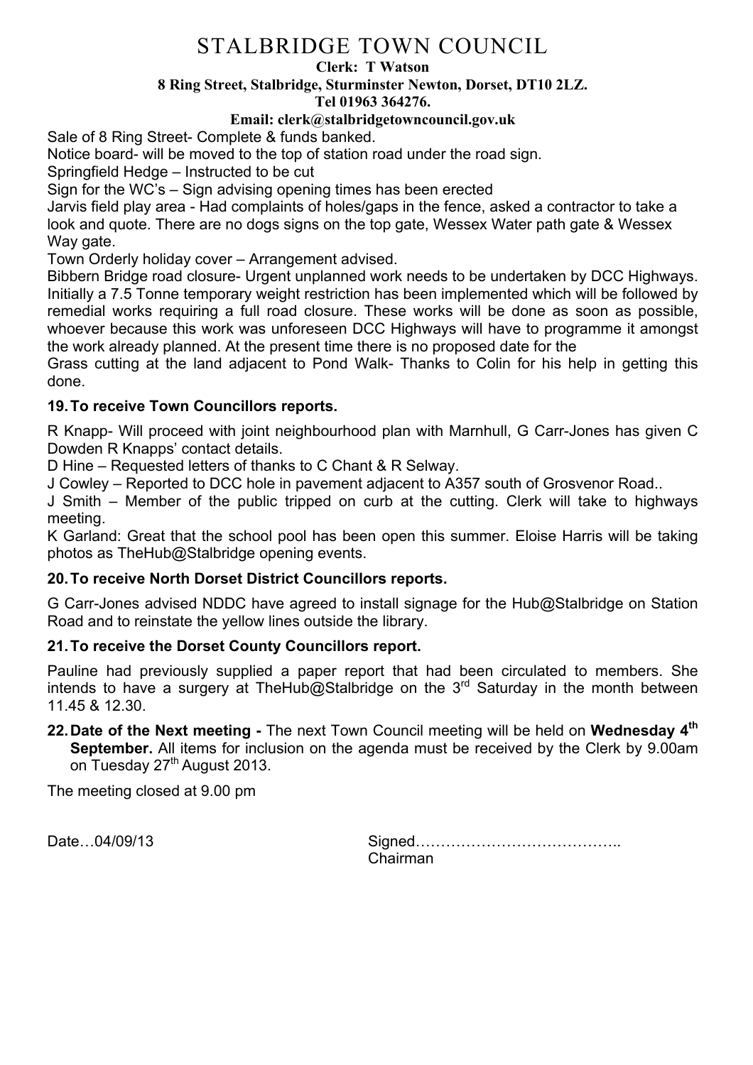# STALBRIDGE TOWN COUNCIL

**Clerk: T Watson**

**8 Ring Street, Stalbridge, Sturminster Newton, Dorset, DT10 2LZ.**

**Tel 01963 364276.**

**Email: clerk@stalbridgetowncouncil.gov.uk**

Sale of 8 Ring Street- Complete & funds banked.

Notice board- will be moved to the top of station road under the road sign.

Springfield Hedge – Instructed to be cut

Sign for the WC's – Sign advising opening times has been erected

Jarvis field play area - Had complaints of holes/gaps in the fence, asked a contractor to take a look and quote. There are no dogs signs on the top gate, Wessex Water path gate & Wessex Way gate.

Town Orderly holiday cover – Arrangement advised.

Bibbern Bridge road closure- Urgent unplanned work needs to be undertaken by DCC Highways. Initially a 7.5 Tonne temporary weight restriction has been implemented which will be followed by remedial works requiring a full road closure. These works will be done as soon as possible, whoever because this work was unforeseen DCC Highways will have to programme it amongst the work already planned. At the present time there is no proposed date for the

Grass cutting at the land adjacent to Pond Walk- Thanks to Colin for his help in getting this done.

## 19. To receive Town Councillors reports.

R Knapp- Will proceed with joint neighbourhood plan with Marnhull, G Carr-Jones has given C Dowden R Knapps' contact details.

D Hine – Requested letters of thanks to C Chant & R Selway.

J Cowley – Reported to DCC hole in pavement adjacent to A357 south of Grosvenor Road..

J Smith – Member of the public tripped on curb at the cutting. Clerk will take to highways meeting.

K Garland: Great that the school pool has been open this summer. Eloise Harris will be taking photos as TheHub@Stalbridge opening events.

## 20. To receive North Dorset District Councillors reports.

G Carr-Jones advised NDDC have agreed to install signage for the Hub@Stalbridge on Station Road and to reinstate the yellow lines outside the library.

## 21. To receive the Dorset County Councillors report.

Pauline had previously supplied a paper report that had been circulated to members. She intends to have a surgery at TheHub@Stalbridge on the 3rd Saturday in the month between 11.45 & 12.30.

**22. Date of the Next meeting -** The next Town Council meeting will be held on **Wednesday 4th September.** All items for inclusion on the agenda must be received by the Clerk by 9.00am on Tuesday 27th August 2013.

The meeting closed at 9.00 pm

Date…04/09/13

Signed…………………………………..
Chairman